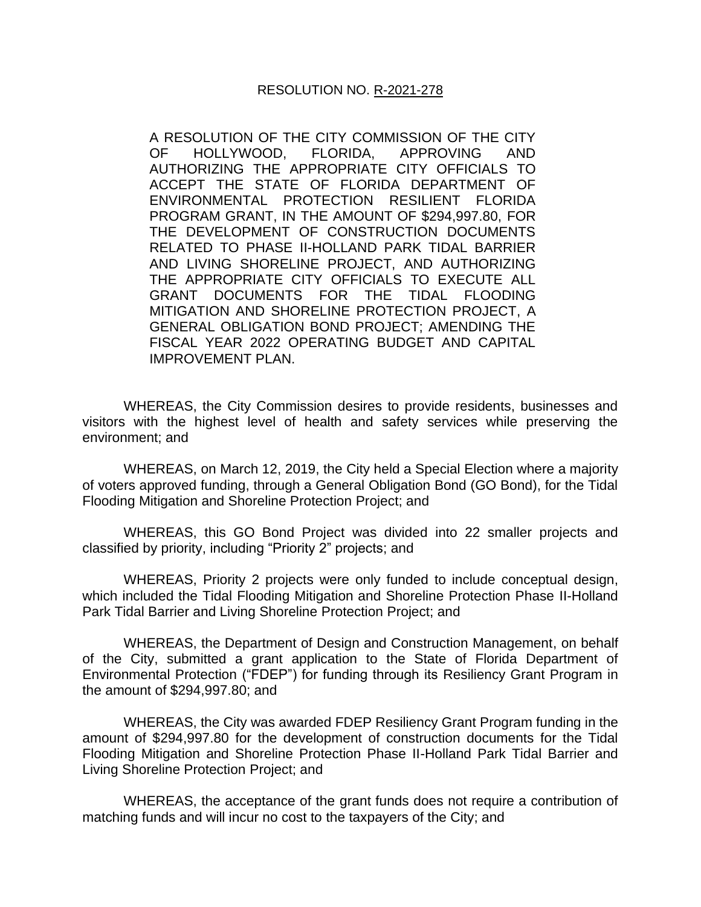RESOLUTION NO. R-2021-278

A RESOLUTION OF THE CITY COMMISSION OF THE CITY OF HOLLYWOOD, FLORIDA, APPROVING AND AUTHORIZING THE APPROPRIATE CITY OFFICIALS TO ACCEPT THE STATE OF FLORIDA DEPARTMENT OF ENVIRONMENTAL PROTECTION RESILIENT FLORIDA PROGRAM GRANT, IN THE AMOUNT OF $294,997.80, FOR THE DEVELOPMENT OF CONSTRUCTION DOCUMENTS RELATED TO PHASE II-HOLLAND PARK TIDAL BARRIER AND LIVING SHORELINE PROJECT, AND AUTHORIZING THE APPROPRIATE CITY OFFICIALS TO EXECUTE ALL GRANT DOCUMENTS FOR THE TIDAL FLOODING MITIGATION AND SHORELINE PROTECTION PROJECT, A GENERAL OBLIGATION BOND PROJECT; AMENDING THE FISCAL YEAR 2022 OPERATING BUDGET AND CAPITAL IMPROVEMENT PLAN.

WHEREAS, the City Commission desires to provide residents, businesses and visitors with the highest level of health and safety services while preserving the environment; and

WHEREAS, on March 12, 2019, the City held a Special Election where a majority of voters approved funding, through a General Obligation Bond (GO Bond), for the Tidal Flooding Mitigation and Shoreline Protection Project; and

WHEREAS, this GO Bond Project was divided into 22 smaller projects and classified by priority, including "Priority 2" projects; and

WHEREAS, Priority 2 projects were only funded to include conceptual design, which included the Tidal Flooding Mitigation and Shoreline Protection Phase II-Holland Park Tidal Barrier and Living Shoreline Protection Project; and

WHEREAS, the Department of Design and Construction Management, on behalf of the City, submitted a grant application to the State of Florida Department of Environmental Protection ("FDEP") for funding through its Resiliency Grant Program in the amount of $294,997.80; and

WHEREAS, the City was awarded FDEP Resiliency Grant Program funding in the amount of $294,997.80 for the development of construction documents for the Tidal Flooding Mitigation and Shoreline Protection Phase II-Holland Park Tidal Barrier and Living Shoreline Protection Project; and

WHEREAS, the acceptance of the grant funds does not require a contribution of matching funds and will incur no cost to the taxpayers of the City; and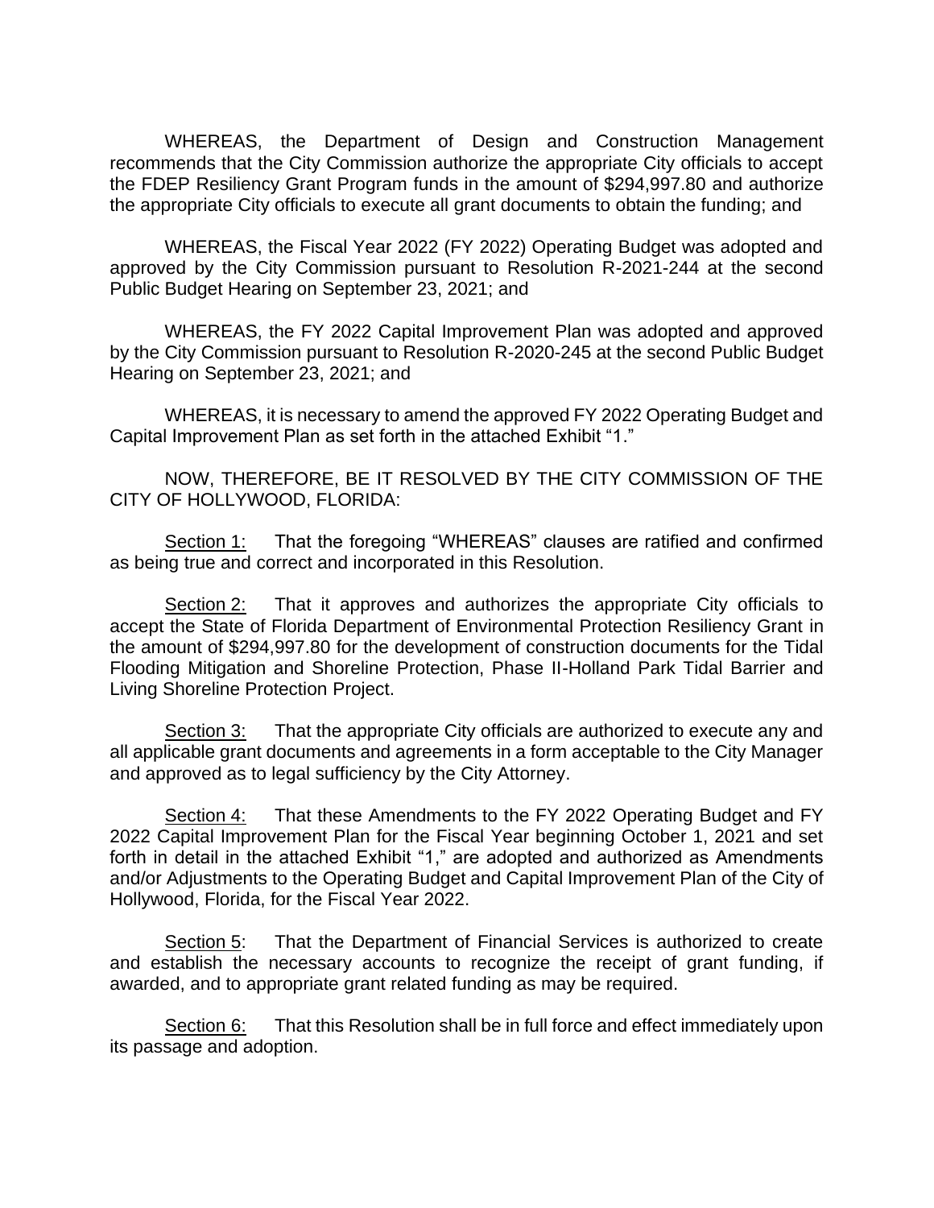WHEREAS, the Department of Design and Construction Management recommends that the City Commission authorize the appropriate City officials to accept the FDEP Resiliency Grant Program funds in the amount of $294,997.80 and authorize the appropriate City officials to execute all grant documents to obtain the funding; and

WHEREAS, the Fiscal Year 2022 (FY 2022) Operating Budget was adopted and approved by the City Commission pursuant to Resolution R-2021-244 at the second Public Budget Hearing on September 23, 2021; and

WHEREAS, the FY 2022 Capital Improvement Plan was adopted and approved by the City Commission pursuant to Resolution R-2020-245 at the second Public Budget Hearing on September 23, 2021; and

WHEREAS, it is necessary to amend the approved FY 2022 Operating Budget and Capital Improvement Plan as set forth in the attached Exhibit "1."

NOW, THEREFORE, BE IT RESOLVED BY THE CITY COMMISSION OF THE CITY OF HOLLYWOOD, FLORIDA:

<u>Section 1:</u> That the foregoing "WHEREAS" clauses are ratified and confirmed as being true and correct and incorporated in this Resolution.

<u>Section 2:</u> That it approves and authorizes the appropriate City officials to accept the State of Florida Department of Environmental Protection Resiliency Grant in the amount of $294,997.80 for the development of construction documents for the Tidal Flooding Mitigation and Shoreline Protection, Phase II-Holland Park Tidal Barrier and Living Shoreline Protection Project.

<u>Section 3:</u> That the appropriate City officials are authorized to execute any and all applicable grant documents and agreements in a form acceptable to the City Manager and approved as to legal sufficiency by the City Attorney.

<u>Section 4:</u> That these Amendments to the FY 2022 Operating Budget and FY 2022 Capital Improvement Plan for the Fiscal Year beginning October 1, 2021 and set forth in detail in the attached Exhibit "1," are adopted and authorized as Amendments and/or Adjustments to the Operating Budget and Capital Improvement Plan of the City of Hollywood, Florida, for the Fiscal Year 2022.

<u>Section 5</u>: That the Department of Financial Services is authorized to create and establish the necessary accounts to recognize the receipt of grant funding, if awarded, and to appropriate grant related funding as may be required.

<u>Section 6:</u> That this Resolution shall be in full force and effect immediately upon its passage and adoption.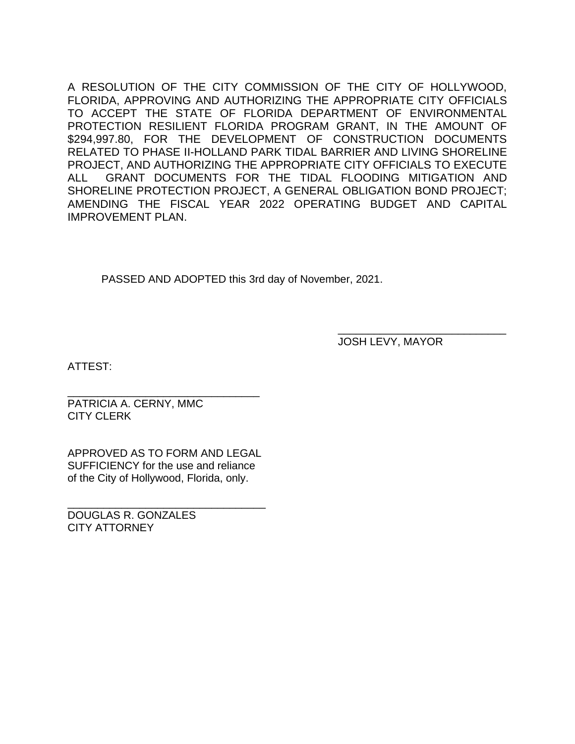A RESOLUTION OF THE CITY COMMISSION OF THE CITY OF HOLLYWOOD, FLORIDA, APPROVING AND AUTHORIZING THE APPROPRIATE CITY OFFICIALS TO ACCEPT THE STATE OF FLORIDA DEPARTMENT OF ENVIRONMENTAL PROTECTION RESILIENT FLORIDA PROGRAM GRANT, IN THE AMOUNT OF $294,997.80, FOR THE DEVELOPMENT OF CONSTRUCTION DOCUMENTS RELATED TO PHASE II-HOLLAND PARK TIDAL BARRIER AND LIVING SHORELINE PROJECT, AND AUTHORIZING THE APPROPRIATE CITY OFFICIALS TO EXECUTE ALL GRANT DOCUMENTS FOR THE TIDAL FLOODING MITIGATION AND SHORELINE PROTECTION PROJECT, A GENERAL OBLIGATION BOND PROJECT; AMENDING THE FISCAL YEAR 2022 OPERATING BUDGET AND CAPITAL IMPROVEMENT PLAN.

PASSED AND ADOPTED this 3rd day of November, 2021.

_____________________________
JOSH LEVY, MAYOR

ATTEST:

_________________________________
PATRICIA A. CERNY, MMC
CITY CLERK

APPROVED AS TO FORM AND LEGAL SUFFICIENCY for the use and reliance of the City of Hollywood, Florida, only.

__________________________________
DOUGLAS R. GONZALES
CITY ATTORNEY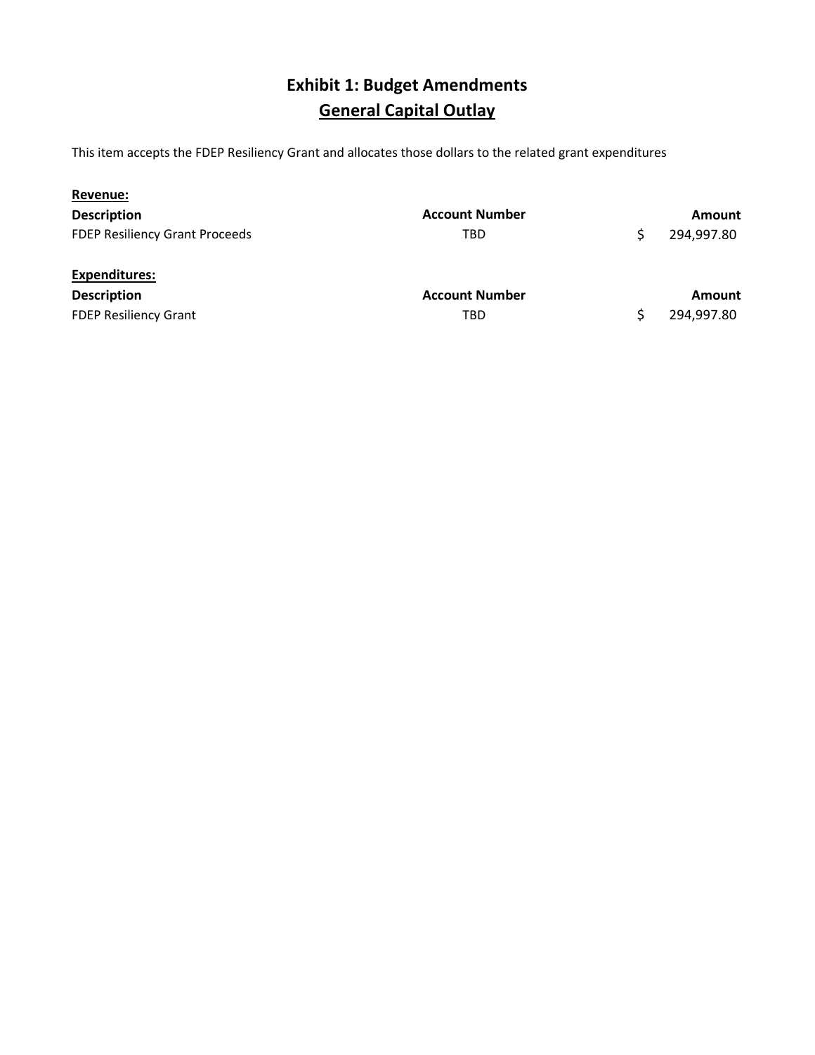# Exhibit 1: Budget Amendments

## General Capital Outlay

This item accepts the FDEP Resiliency Grant and allocates those dollars to the related grant expenditures

**Revenue:**

| Description | Account Number | Amount |
|---|---|---|
| FDEP Resiliency Grant Proceeds | TBD | $ 294,997.80 |

**Expenditures:**

| Description | Account Number | Amount |
|---|---|---|
| FDEP Resiliency Grant | TBD | $ 294,997.80 |